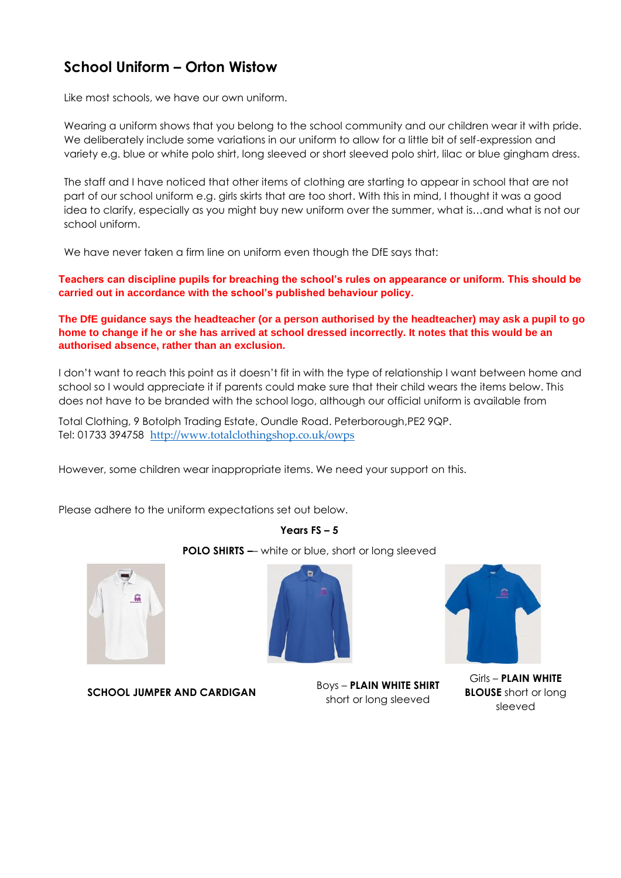## School Uniform – Orton Wistow

Like most schools, we have our own uniform.

Wearing a uniform shows that you belong to the school community and our children wear it with pride. We deliberately include some variations in our uniform to allow for a little bit of self-expression and variety e.g. blue or white polo shirt, long sleeved or short sleeved polo shirt, lilac or blue gingham dress.

The staff and I have noticed that other items of clothing are starting to appear in school that are not part of our school uniform e.g. girls skirts that are too short. With this in mind, I thought it was a good idea to clarify, especially as you might buy new uniform over the summer, what is…and what is not our school uniform.

We have never taken a firm line on uniform even though the DfE says that:

**Teachers can discipline pupils for breaching the school's rules on appearance or uniform. This should be carried out in accordance with the school's published behaviour policy.**

**The DfE guidance says the headteacher (or a person authorised by the headteacher) may ask a pupil to go home to change if he or she has arrived at school dressed incorrectly. It notes that this would be an authorised absence, rather than an exclusion.**

I don't want to reach this point as it doesn't fit in with the type of relationship I want between home and school so I would appreciate it if parents could make sure that their child wears the items below. This does not have to be branded with the school logo, although our official uniform is available from

Total Clothing, 9 Botolph Trading Estate, Oundle Road. Peterborough,PE2 9QP.
Tel: 01733 394758 http://www.totalclothingshop.co.uk/owps

However, some children wear inappropriate items. We need your support on this.

Please adhere to the uniform expectations set out below.

**Years FS – 5**

**POLO SHIRTS** –– white or blue, short or long sleeved

**SCHOOL JUMPER AND CARDIGAN**

Boys – **PLAIN WHITE SHIRT** short or long sleeved

Girls – **PLAIN WHITE BLOUSE** short or long sleeved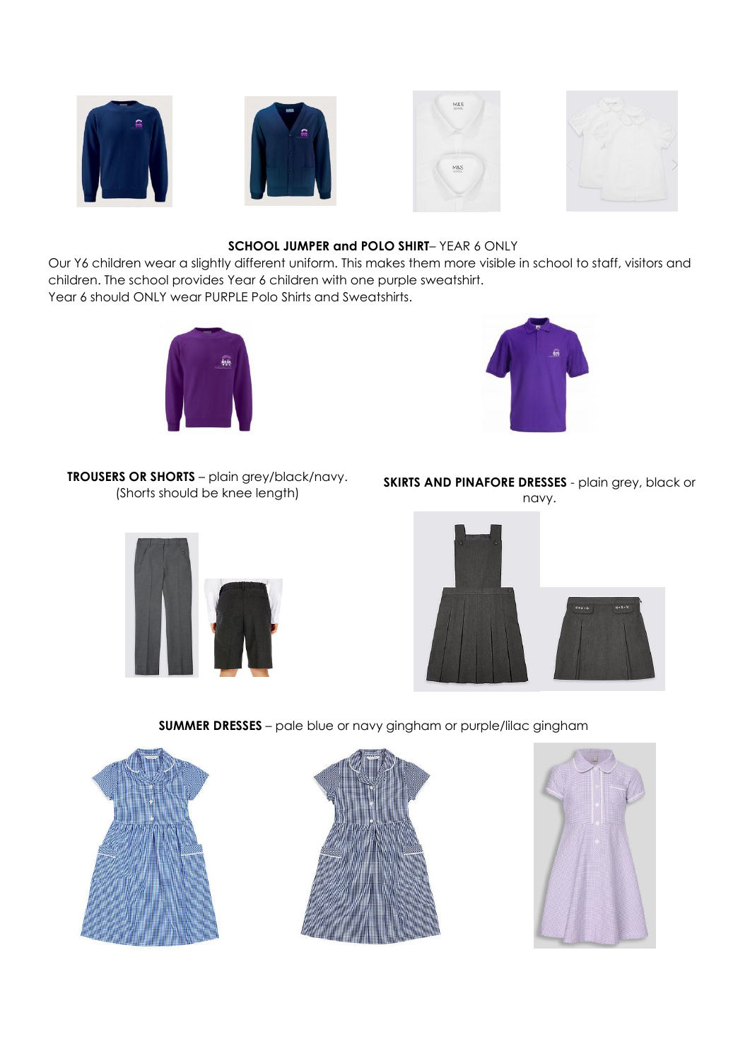**SCHOOL JUMPER and POLO SHIRT**– YEAR 6 ONLY

Our Y6 children wear a slightly different uniform. This makes them more visible in school to staff, visitors and children. The school provides Year 6 children with one purple sweatshirt.

Year 6 should ONLY wear PURPLE Polo Shirts and Sweatshirts.

**TROUSERS OR SHORTS** – plain grey/black/navy.
(Shorts should be knee length)

**SKIRTS AND PINAFORE DRESSES** - plain grey, black or navy.

**SUMMER DRESSES** – pale blue or navy gingham or purple/lilac gingham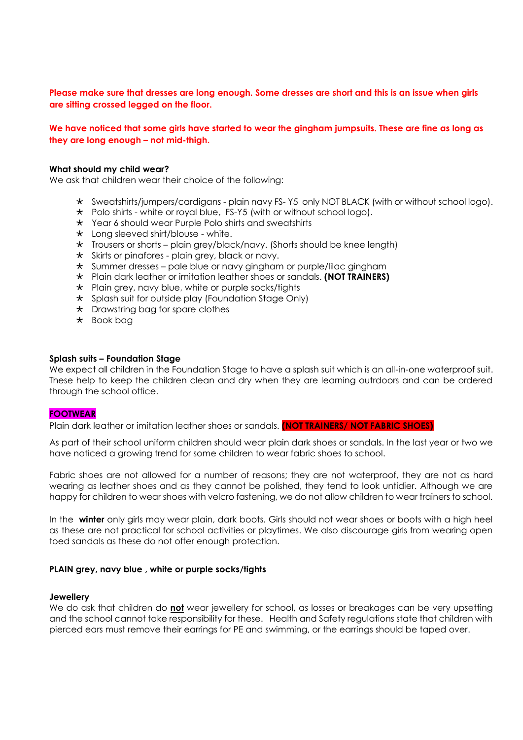**Please make sure that dresses are long enough. Some dresses are short and this is an issue when girls are sitting crossed legged on the floor.**

**We have noticed that some girls have started to wear the gingham jumpsuits. These are fine as long as they are long enough – not mid-thigh.**

**What should my child wear?**

We ask that children wear their choice of the following:

- Sweatshirts/jumpers/cardigans - plain navy FS- Y5 only NOT BLACK (with or without school logo).
- Polo shirts - white or royal blue, FS-Y5 (with or without school logo).
- Year 6 should wear Purple Polo shirts and sweatshirts
- Long sleeved shirt/blouse - white.
- Trousers or shorts – plain grey/black/navy. (Shorts should be knee length)
- Skirts or pinafores - plain grey, black or navy.
- Summer dresses – pale blue or navy gingham or purple/lilac gingham
- Plain dark leather or imitation leather shoes or sandals. **(NOT TRAINERS)**
- Plain grey, navy blue, white or purple socks/tights
- Splash suit for outside play (Foundation Stage Only)
- Drawstring bag for spare clothes
- Book bag

**Splash suits – Foundation Stage**

We expect all children in the Foundation Stage to have a splash suit which is an all-in-one waterproof suit. These help to keep the children clean and dry when they are learning outrdoors and can be ordered through the school office.

**FOOTWEAR**

Plain dark leather or imitation leather shoes or sandals. **(NOT TRAINERS/ NOT FABRIC SHOES)**

As part of their school uniform children should wear plain dark shoes or sandals. In the last year or two we have noticed a growing trend for some children to wear fabric shoes to school.

Fabric shoes are not allowed for a number of reasons; they are not waterproof, they are not as hard wearing as leather shoes and as they cannot be polished, they tend to look untidier. Although we are happy for children to wear shoes with velcro fastening, we do not allow children to wear trainers to school.

In the **winter** only girls may wear plain, dark boots. Girls should not wear shoes or boots with a high heel as these are not practical for school activities or playtimes. We also discourage girls from wearing open toed sandals as these do not offer enough protection.

**PLAIN grey, navy blue , white or purple socks/tights**

**Jewellery**

We do ask that children do **not** wear jewellery for school, as losses or breakages can be very upsetting and the school cannot take responsibility for these. Health and Safety regulations state that children with pierced ears must remove their earrings for PE and swimming, or the earrings should be taped over.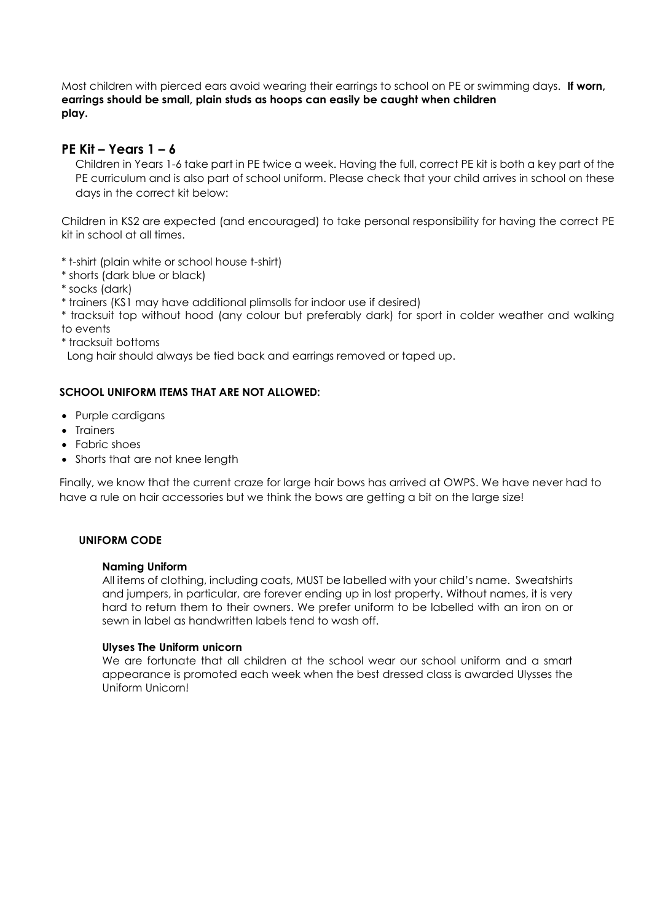Most children with pierced ears avoid wearing their earrings to school on PE or swimming days. **If worn, earrings should be small, plain studs as hoops can easily be caught when children play.**

## PE Kit – Years 1 – 6

Children in Years 1-6 take part in PE twice a week. Having the full, correct PE kit is both a key part of the PE curriculum and is also part of school uniform. Please check that your child arrives in school on these days in the correct kit below:

Children in KS2 are expected (and encouraged) to take personal responsibility for having the correct PE kit in school at all times.

* t-shirt (plain white or school house t-shirt)
* shorts (dark blue or black)
* socks (dark)
* trainers (KS1 may have additional plimsolls for indoor use if desired)
* tracksuit top without hood (any colour but preferably dark) for sport in colder weather and walking to events
* tracksuit bottoms

Long hair should always be tied back and earrings removed or taped up.

**SCHOOL UNIFORM ITEMS THAT ARE NOT ALLOWED:**

- Purple cardigans
- Trainers
- Fabric shoes
- Shorts that are not knee length

Finally, we know that the current craze for large hair bows has arrived at OWPS. We have never had to have a rule on hair accessories but we think the bows are getting a bit on the large size!

**UNIFORM CODE**

**Naming Uniform**

All items of clothing, including coats, MUST be labelled with your child's name. Sweatshirts and jumpers, in particular, are forever ending up in lost property. Without names, it is very hard to return them to their owners. We prefer uniform to be labelled with an iron on or sewn in label as handwritten labels tend to wash off.

**Ulyses The Uniform unicorn**

We are fortunate that all children at the school wear our school uniform and a smart appearance is promoted each week when the best dressed class is awarded Ulysses the Uniform Unicorn!